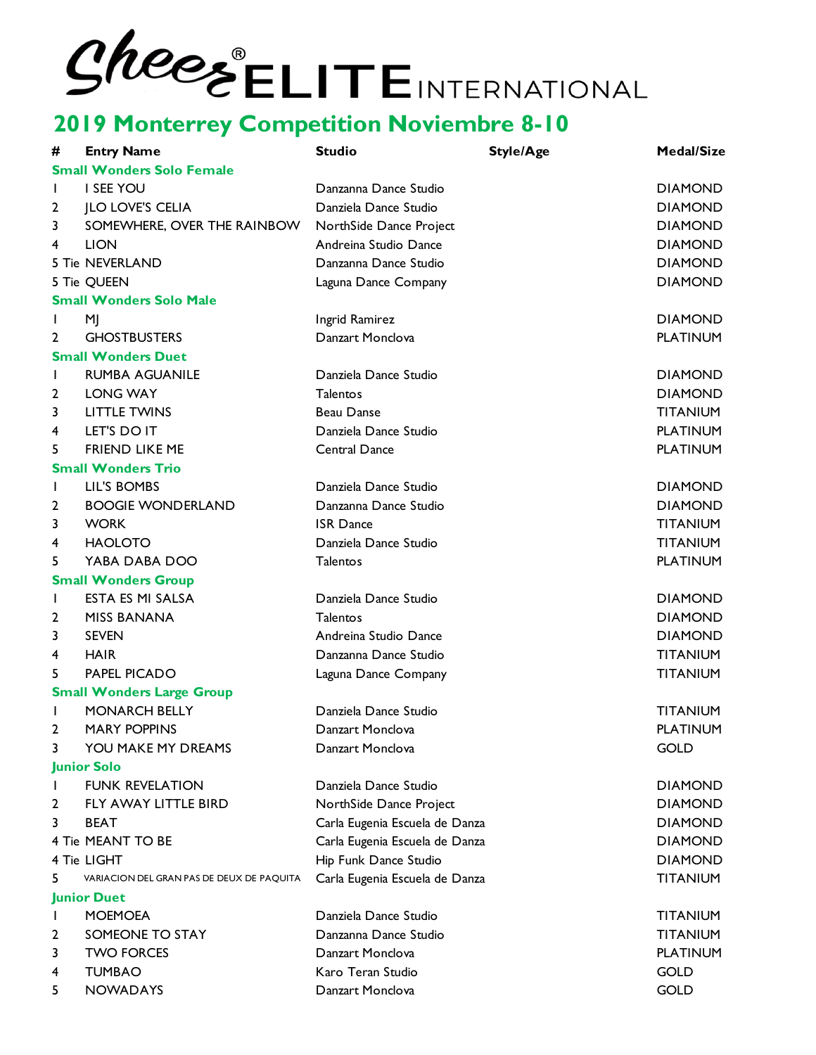# Cheer ELITE® INTERNATIONAL

## 2019 Monterrey Competition Noviembre 8-10

| # | Entry Name | Studio | Style/Age | Medal/Size |
|---|---|---|---|---|
| **Small Wonders Solo Female** | | | | |
| 1 | I SEE YOU | Danzanna Dance Studio | | DIAMOND |
| 2 | JLO LOVE'S CELIA | Danziela Dance Studio | | DIAMOND |
| 3 | SOMEWHERE, OVER THE RAINBOW | NorthSide Dance Project | | DIAMOND |
| 4 | LION | Andreina Studio Dance | | DIAMOND |
| 5 Tie | NEVERLAND | Danzanna Dance Studio | | DIAMOND |
| 5 Tie | QUEEN | Laguna Dance Company | | DIAMOND |
| **Small Wonders Solo Male** | | | | |
| 1 | MJ | Ingrid Ramirez | | DIAMOND |
| 2 | GHOSTBUSTERS | Danzart Monclova | | PLATINUM |
| **Small Wonders Duet** | | | | |
| 1 | RUMBA AGUANILE | Danziela Dance Studio | | DIAMOND |
| 2 | LONG WAY | Talentos | | DIAMOND |
| 3 | LITTLE TWINS | Beau Danse | | TITANIUM |
| 4 | LET'S DO IT | Danziela Dance Studio | | PLATINUM |
| 5 | FRIEND LIKE ME | Central Dance | | PLATINUM |
| **Small Wonders Trio** | | | | |
| 1 | LIL'S BOMBS | Danziela Dance Studio | | DIAMOND |
| 2 | BOOGIE WONDERLAND | Danzanna Dance Studio | | DIAMOND |
| 3 | WORK | ISR Dance | | TITANIUM |
| 4 | HAOLOTO | Danziela Dance Studio | | TITANIUM |
| 5 | YABA DABA DOO | Talentos | | PLATINUM |
| **Small Wonders Group** | | | | |
| 1 | ESTA ES MI SALSA | Danziela Dance Studio | | DIAMOND |
| 2 | MISS BANANA | Talentos | | DIAMOND |
| 3 | SEVEN | Andreina Studio Dance | | DIAMOND |
| 4 | HAIR | Danzanna Dance Studio | | TITANIUM |
| 5 | PAPEL PICADO | Laguna Dance Company | | TITANIUM |
| **Small Wonders Large Group** | | | | |
| 1 | MONARCH BELLY | Danziela Dance Studio | | TITANIUM |
| 2 | MARY POPPINS | Danzart Monclova | | PLATINUM |
| 3 | YOU MAKE MY DREAMS | Danzart Monclova | | GOLD |
| **Junior Solo** | | | | |
| 1 | FUNK REVELATION | Danziela Dance Studio | | DIAMOND |
| 2 | FLY AWAY LITTLE BIRD | NorthSide Dance Project | | DIAMOND |
| 3 | BEAT | Carla Eugenia Escuela de Danza | | DIAMOND |
| 4 Tie | MEANT TO BE | Carla Eugenia Escuela de Danza | | DIAMOND |
| 4 Tie | LIGHT | Hip Funk Dance Studio | | DIAMOND |
| 5 | VARIACION DEL GRAN PAS DE DEUX DE PAQUITA | Carla Eugenia Escuela de Danza | | TITANIUM |
| **Junior Duet** | | | | |
| 1 | MOEMOEA | Danziela Dance Studio | | TITANIUM |
| 2 | SOMEONE TO STAY | Danzanna Dance Studio | | TITANIUM |
| 3 | TWO FORCES | Danzart Monclova | | PLATINUM |
| 4 | TUMBAO | Karo Teran Studio | | GOLD |
| 5 | NOWADAYS | Danzart Monclova | | GOLD |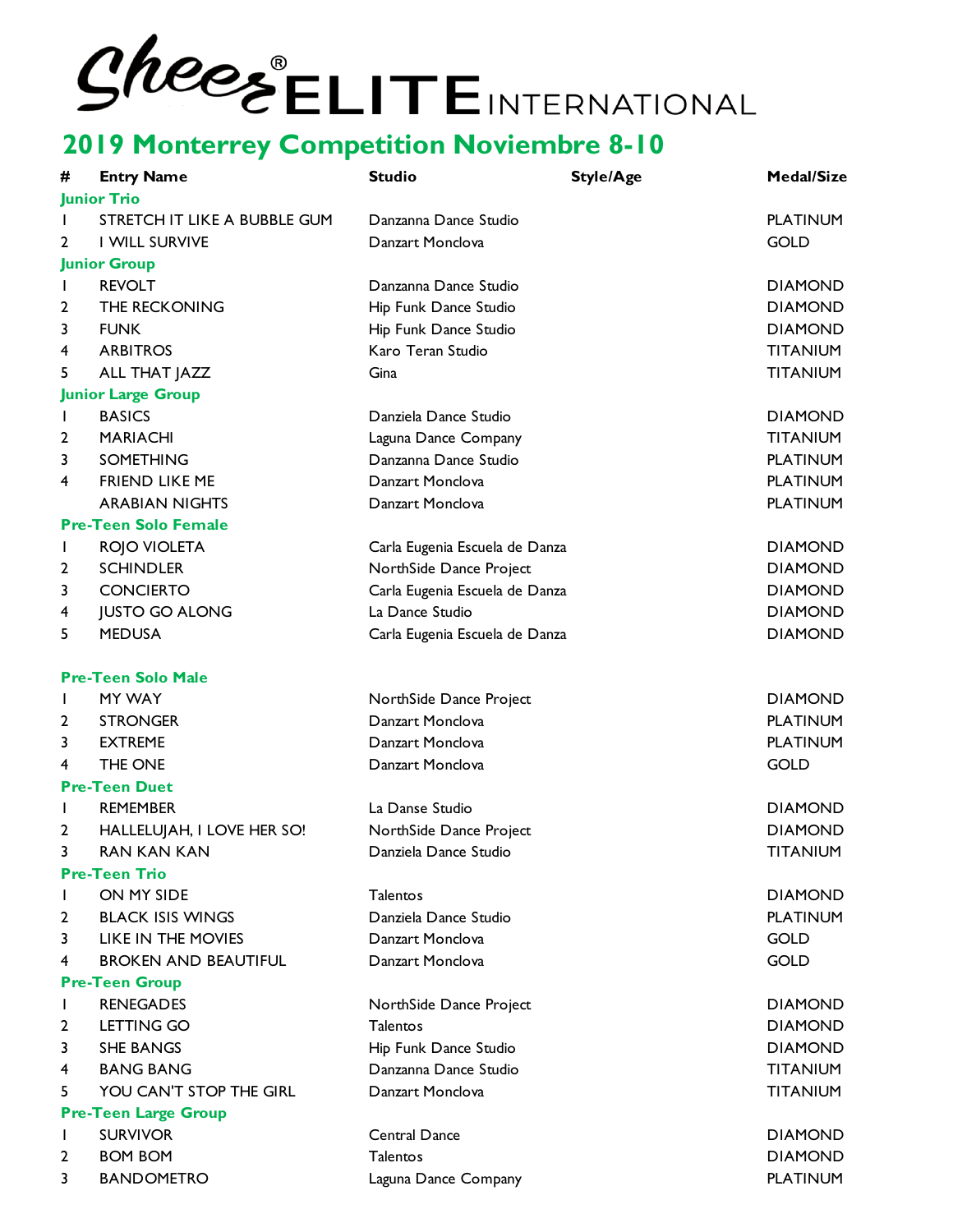# Sheer ELITE® INTERNATIONAL

## 2019 Monterrey Competition Noviembre 8-10

| # | Entry Name | Studio | Style/Age | Medal/Size |
|---|---|---|---|---|
| **Junior Trio** | | | | |
| 1 | STRETCH IT LIKE A BUBBLE GUM | Danzanna Dance Studio | | PLATINUM |
| 2 | I WILL SURVIVE | Danzart Monclova | | GOLD |
| **Junior Group** | | | | |
| 1 | REVOLT | Danzanna Dance Studio | | DIAMOND |
| 2 | THE RECKONING | Hip Funk Dance Studio | | DIAMOND |
| 3 | FUNK | Hip Funk Dance Studio | | DIAMOND |
| 4 | ARBITROS | Karo Teran Studio | | TITANIUM |
| 5 | ALL THAT JAZZ | Gina | | TITANIUM |
| **Junior Large Group** | | | | |
| 1 | BASICS | Danziela Dance Studio | | DIAMOND |
| 2 | MARIACHI | Laguna Dance Company | | TITANIUM |
| 3 | SOMETHING | Danzanna Dance Studio | | PLATINUM |
| 4 | FRIEND LIKE ME | Danzart Monclova | | PLATINUM |
| | ARABIAN NIGHTS | Danzart Monclova | | PLATINUM |
| **Pre-Teen Solo Female** | | | | |
| 1 | ROJO VIOLETA | Carla Eugenia Escuela de Danza | | DIAMOND |
| 2 | SCHINDLER | NorthSide Dance Project | | DIAMOND |
| 3 | CONCIERTO | Carla Eugenia Escuela de Danza | | DIAMOND |
| 4 | JUSTO GO ALONG | La Dance Studio | | DIAMOND |
| 5 | MEDUSA | Carla Eugenia Escuela de Danza | | DIAMOND |
| **Pre-Teen Solo Male** | | | | |
| 1 | MY WAY | NorthSide Dance Project | | DIAMOND |
| 2 | STRONGER | Danzart Monclova | | PLATINUM |
| 3 | EXTREME | Danzart Monclova | | PLATINUM |
| 4 | THE ONE | Danzart Monclova | | GOLD |
| **Pre-Teen Duet** | | | | |
| 1 | REMEMBER | La Danse Studio | | DIAMOND |
| 2 | HALLELUJAH, I LOVE HER SO! | NorthSide Dance Project | | DIAMOND |
| 3 | RAN KAN KAN | Danziela Dance Studio | | TITANIUM |
| **Pre-Teen Trio** | | | | |
| 1 | ON MY SIDE | Talentos | | DIAMOND |
| 2 | BLACK ISIS WINGS | Danziela Dance Studio | | PLATINUM |
| 3 | LIKE IN THE MOVIES | Danzart Monclova | | GOLD |
| 4 | BROKEN AND BEAUTIFUL | Danzart Monclova | | GOLD |
| **Pre-Teen Group** | | | | |
| 1 | RENEGADES | NorthSide Dance Project | | DIAMOND |
| 2 | LETTING GO | Talentos | | DIAMOND |
| 3 | SHE BANGS | Hip Funk Dance Studio | | DIAMOND |
| 4 | BANG BANG | Danzanna Dance Studio | | TITANIUM |
| 5 | YOU CAN'T STOP THE GIRL | Danzart Monclova | | TITANIUM |
| **Pre-Teen Large Group** | | | | |
| 1 | SURVIVOR | Central Dance | | DIAMOND |
| 2 | BOM BOM | Talentos | | DIAMOND |
| 3 | BANDOMETRO | Laguna Dance Company | | PLATINUM |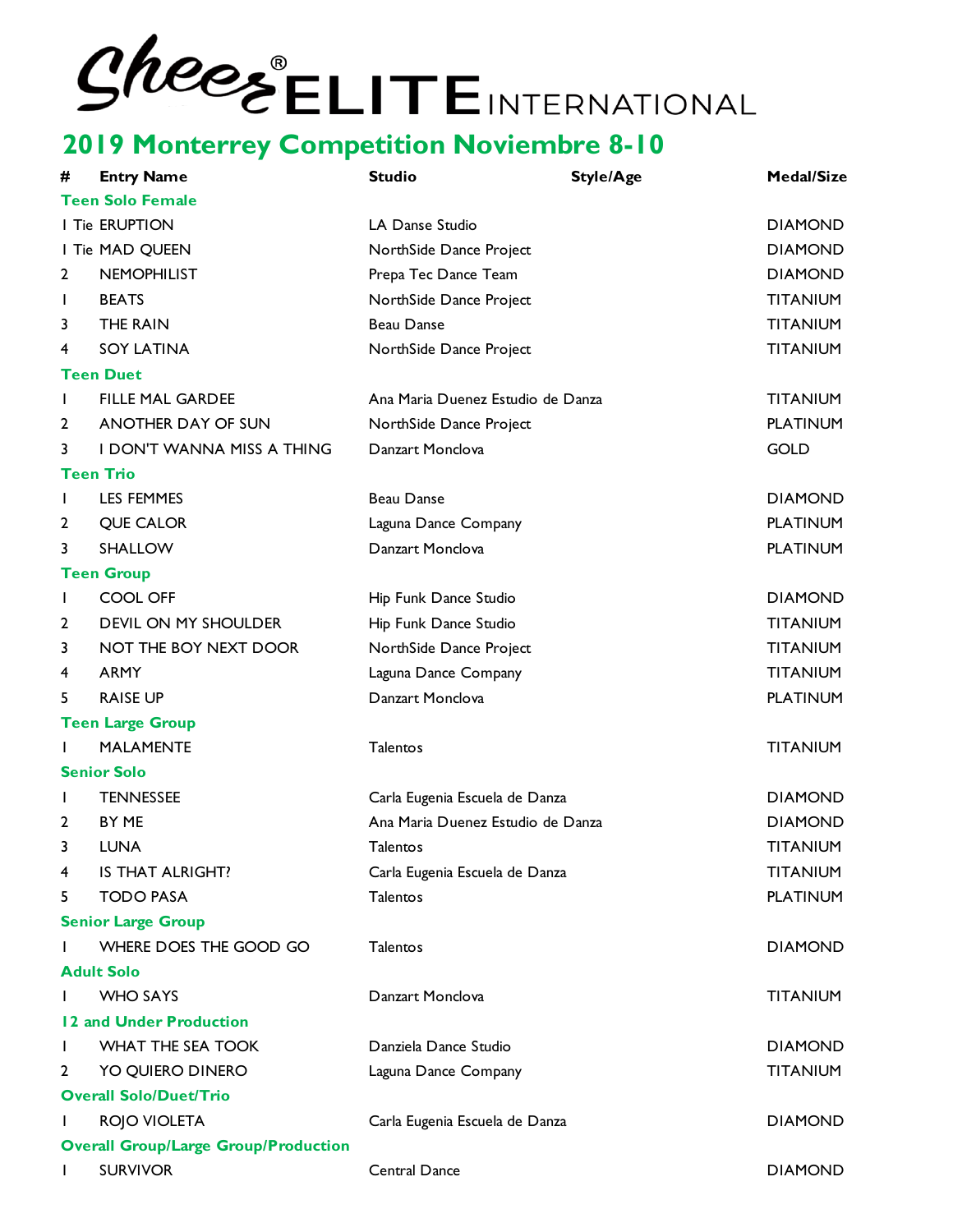# Sheer ELITE INTERNATIONAL

## 2019 Monterrey Competition Noviembre 8-10

| # | Entry Name | Studio | Style/Age | Medal/Size |
|---|---|---|---|---|
| **Teen Solo Female** | | | | |
| 1 Tie | ERUPTION | LA Danse Studio | | DIAMOND |
| 1 Tie | MAD QUEEN | NorthSide Dance Project | | DIAMOND |
| 2 | NEMOPHILIST | Prepa Tec Dance Team | | DIAMOND |
| 1 | BEATS | NorthSide Dance Project | | TITANIUM |
| 3 | THE RAIN | Beau Danse | | TITANIUM |
| 4 | SOY LATINA | NorthSide Dance Project | | TITANIUM |
| **Teen Duet** | | | | |
| 1 | FILLE MAL GARDEE | Ana Maria Duenez Estudio de Danza | | TITANIUM |
| 2 | ANOTHER DAY OF SUN | NorthSide Dance Project | | PLATINUM |
| 3 | I DON'T WANNA MISS A THING | Danzart Monclova | | GOLD |
| **Teen Trio** | | | | |
| 1 | LES FEMMES | Beau Danse | | DIAMOND |
| 2 | QUE CALOR | Laguna Dance Company | | PLATINUM |
| 3 | SHALLOW | Danzart Monclova | | PLATINUM |
| **Teen Group** | | | | |
| 1 | COOL OFF | Hip Funk Dance Studio | | DIAMOND |
| 2 | DEVIL ON MY SHOULDER | Hip Funk Dance Studio | | TITANIUM |
| 3 | NOT THE BOY NEXT DOOR | NorthSide Dance Project | | TITANIUM |
| 4 | ARMY | Laguna Dance Company | | TITANIUM |
| 5 | RAISE UP | Danzart Monclova | | PLATINUM |
| **Teen Large Group** | | | | |
| 1 | MALAMENTE | Talentos | | TITANIUM |
| **Senior Solo** | | | | |
| 1 | TENNESSEE | Carla Eugenia Escuela de Danza | | DIAMOND |
| 2 | BY ME | Ana Maria Duenez Estudio de Danza | | DIAMOND |
| 3 | LUNA | Talentos | | TITANIUM |
| 4 | IS THAT ALRIGHT? | Carla Eugenia Escuela de Danza | | TITANIUM |
| 5 | TODO PASA | Talentos | | PLATINUM |
| **Senior Large Group** | | | | |
| 1 | WHERE DOES THE GOOD GO | Talentos | | DIAMOND |
| **Adult Solo** | | | | |
| 1 | WHO SAYS | Danzart Monclova | | TITANIUM |
| **12 and Under Production** | | | | |
| 1 | WHAT THE SEA TOOK | Danziela Dance Studio | | DIAMOND |
| 2 | YO QUIERO DINERO | Laguna Dance Company | | TITANIUM |
| **Overall Solo/Duet/Trio** | | | | |
| 1 | ROJO VIOLETA | Carla Eugenia Escuela de Danza | | DIAMOND |
| **Overall Group/Large Group/Production** | | | | |
| 1 | SURVIVOR | Central Dance | | DIAMOND |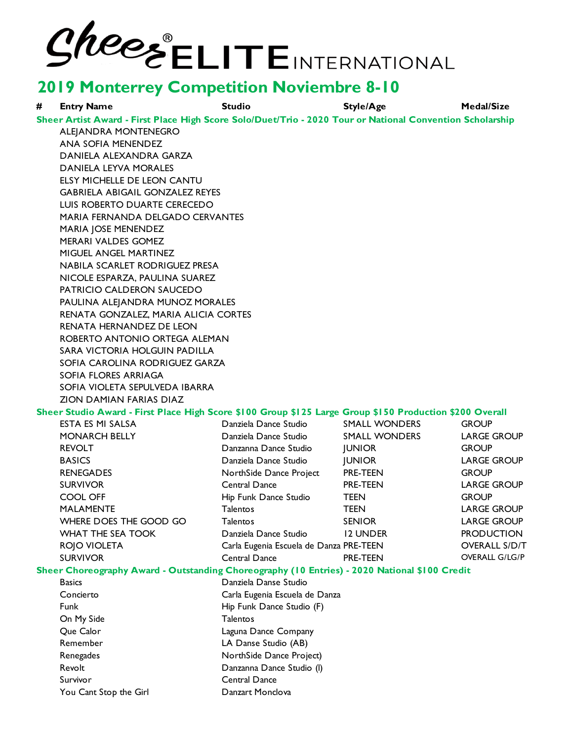# Sheer® ELITE INTERNATIONAL

## 2019 Monterrey Competition Noviembre 8-10

| # | Entry Name | Studio | Style/Age | Medal/Size |
|---|---|---|---|---|
| **Sheer Artist Award - First Place High Score Solo/Duet/Trio - 2020 Tour or National Convention Scholarship** | | | | |
| | ALEJANDRA MONTENEGRO | | | |
| | ANA SOFIA MENENDEZ | | | |
| | DANIELA ALEXANDRA GARZA | | | |
| | DANIELA LEYVA MORALES | | | |
| | ELSY MICHELLE DE LEON CANTU | | | |
| | GABRIELA ABIGAIL GONZALEZ REYES | | | |
| | LUIS ROBERTO DUARTE CERECEDO | | | |
| | MARIA FERNANDA DELGADO CERVANTES | | | |
| | MARIA JOSE MENENDEZ | | | |
| | MERARI VALDES GOMEZ | | | |
| | MIGUEL ANGEL MARTINEZ | | | |
| | NABILA SCARLET RODRIGUEZ PRESA | | | |
| | NICOLE ESPARZA, PAULINA SUAREZ | | | |
| | PATRICIO CALDERON SAUCEDO | | | |
| | PAULINA ALEJANDRA MUNOZ MORALES | | | |
| | RENATA GONZALEZ, MARIA ALICIA CORTES | | | |
| | RENATA HERNANDEZ DE LEON | | | |
| | ROBERTO ANTONIO ORTEGA ALEMAN | | | |
| | SARA VICTORIA HOLGUIN PADILLA | | | |
| | SOFIA CAROLINA RODRIGUEZ GARZA | | | |
| | SOFIA FLORES ARRIAGA | | | |
| | SOFIA VIOLETA SEPULVEDA IBARRA | | | |
| | ZION DAMIAN FARIAS DIAZ | | | |
| **Sheer Studio Award - First Place High Score $100 Group $125 Large Group $150 Production $200 Overall** | | | | |
| | ESTA ES MI SALSA | Danziela Dance Studio | SMALL WONDERS | GROUP |
| | MONARCH BELLY | Danziela Dance Studio | SMALL WONDERS | LARGE GROUP |
| | REVOLT | Danzanna Dance Studio | JUNIOR | GROUP |
| | BASICS | Danziela Dance Studio | JUNIOR | LARGE GROUP |
| | RENEGADES | NorthSide Dance Project | PRE-TEEN | GROUP |
| | SURVIVOR | Central Dance | PRE-TEEN | LARGE GROUP |
| | COOL OFF | Hip Funk Dance Studio | TEEN | GROUP |
| | MALAMENTE | Talentos | TEEN | LARGE GROUP |
| | WHERE DOES THE GOOD GO | Talentos | SENIOR | LARGE GROUP |
| | WHAT THE SEA TOOK | Danziela Dance Studio | 12 UNDER | PRODUCTION |
| | ROJO VIOLETA | Carla Eugenia Escuela de Danza | PRE-TEEN | OVERALL S/D/T |
| | SURVIVOR | Central Dance | PRE-TEEN | OVERALL G/LG/P |
| **Sheer Choreography Award - Outstanding Choreography (10 Entries) - 2020 National $100 Credit** | | | | |
| | Basics | Danziela Danse Studio | | |
| | Concierto | Carla Eugenia Escuela de Danza | | |
| | Funk | Hip Funk Dance Studio (F) | | |
| | On My Side | Talentos | | |
| | Que Calor | Laguna Dance Company | | |
| | Remember | LA Danse Studio (AB) | | |
| | Renegades | NorthSide Dance Project) | | |
| | Revolt | Danzanna Dance Studio (I) | | |
| | Survivor | Central Dance | | |
| | You Cant Stop the Girl | Danzart Monclova | | |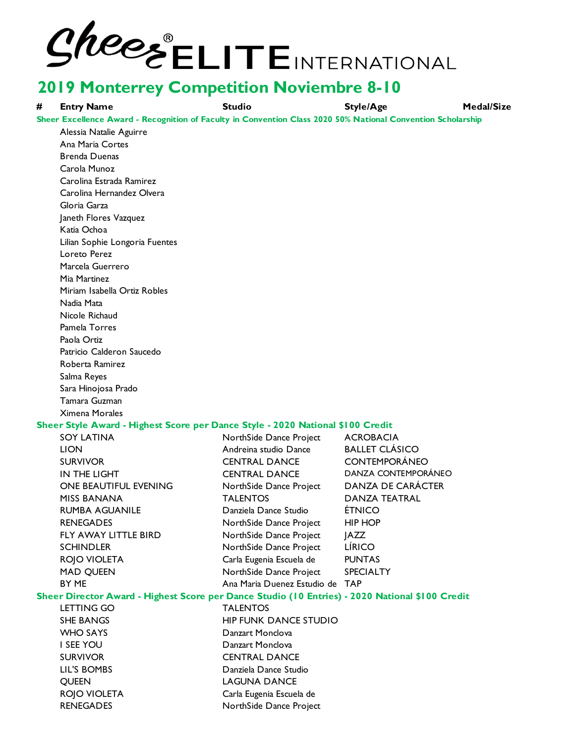# Sheer ELITE INTERNATIONAL

## 2019 Monterrey Competition Noviembre 8-10

| # | Entry Name | Studio | Style/Age | Medal/Size |
|---|---|---|---|---|
| **Sheer Excellence Award - Recognition of Faculty in Convention Class 2020 50% National Convention Scholarship** | | | | |
| | Alessia Natalie Aguirre | | | |
| | Ana Maria Cortes | | | |
| | Brenda Duenas | | | |
| | Carola Munoz | | | |
| | Carolina Estrada Ramirez | | | |
| | Carolina Hernandez Olvera | | | |
| | Gloria Garza | | | |
| | Janeth Flores Vazquez | | | |
| | Katia Ochoa | | | |
| | Lilian Sophie Longoria Fuentes | | | |
| | Loreto Perez | | | |
| | Marcela Guerrero | | | |
| | Mia Martinez | | | |
| | Miriam Isabella Ortiz Robles | | | |
| | Nadia Mata | | | |
| | Nicole Richaud | | | |
| | Pamela Torres | | | |
| | Paola Ortiz | | | |
| | Patricio Calderon Saucedo | | | |
| | Roberta Ramirez | | | |
| | Salma Reyes | | | |
| | Sara Hinojosa Prado | | | |
| | Tamara Guzman | | | |
| | Ximena Morales | | | |
| **Sheer Style Award - Highest Score per Dance Style - 2020 National $100 Credit** | | | | |
| | SOY LATINA | NorthSide Dance Project | ACROBACIA | |
| | LION | Andreina studio Dance | BALLET CLÁSICO | |
| | SURVIVOR | CENTRAL DANCE | CONTEMPORÁNEO | |
| | IN THE LIGHT | CENTRAL DANCE | DANZA CONTEMPORÁNEO | |
| | ONE BEAUTIFUL EVENING | NorthSide Dance Project | DANZA DE CARÁCTER | |
| | MISS BANANA | TALENTOS | DANZA TEATRAL | |
| | RUMBA AGUANILE | Danziela Dance Studio | ÉTNICO | |
| | RENEGADES | NorthSide Dance Project | HIP HOP | |
| | FLY AWAY LITTLE BIRD | NorthSide Dance Project | JAZZ | |
| | SCHINDLER | NorthSide Dance Project | LÍRICO | |
| | ROJO VIOLETA | Carla Eugenia Escuela de | PUNTAS | |
| | MAD QUEEN | NorthSide Dance Project | SPECIALTY | |
| | BY ME | Ana Maria Duenez Estudio de | TAP | |
| **Sheer Director Award - Highest Score per Dance Studio (10 Entries) - 2020 National $100 Credit** | | | | |
| | LETTING GO | TALENTOS | | |
| | SHE BANGS | HIP FUNK DANCE STUDIO | | |
| | WHO SAYS | Danzart Monclova | | |
| | I SEE YOU | Danzart Monclova | | |
| | SURVIVOR | CENTRAL DANCE | | |
| | LIL'S BOMBS | Danziela Dance Studio | | |
| | QUEEN | LAGUNA DANCE | | |
| | ROJO VIOLETA | Carla Eugenia Escuela de | | |
| | RENEGADES | NorthSide Dance Project | | |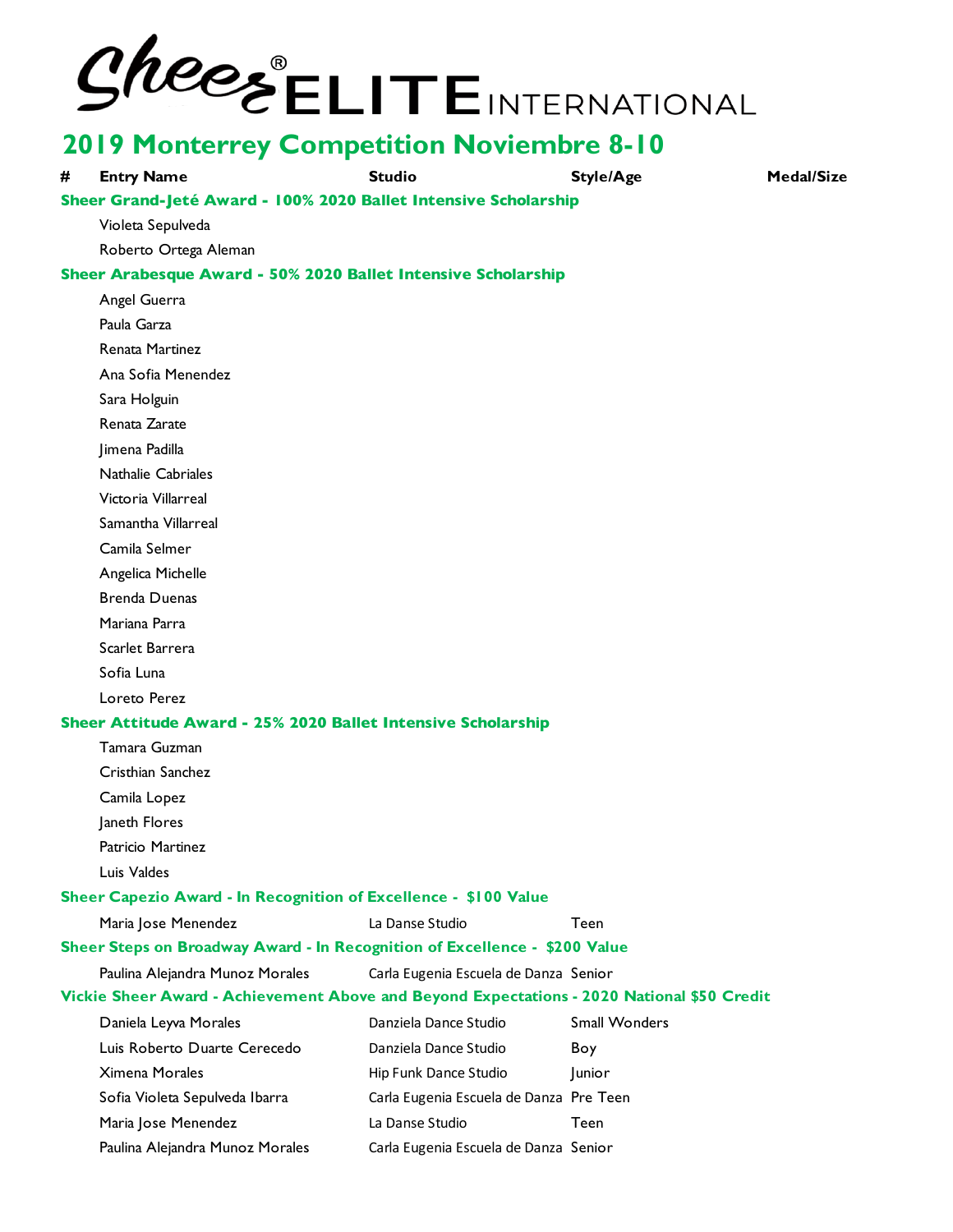# Sheer ELITE INTERNATIONAL

## 2019 Monterrey Competition Noviembre 8-10

| # | Entry Name | Studio | Style/Age | Medal/Size |
|---|---|---|---|---|
| **Sheer Grand-Jeté Award - 100% 2020 Ballet Intensive Scholarship** | | | | |
| | Violeta Sepulveda | | | |
| | Roberto Ortega Aleman | | | |
| **Sheer Arabesque Award - 50% 2020 Ballet Intensive Scholarship** | | | | |
| | Angel Guerra | | | |
| | Paula Garza | | | |
| | Renata Martinez | | | |
| | Ana Sofia Menendez | | | |
| | Sara Holguin | | | |
| | Renata Zarate | | | |
| | Jimena Padilla | | | |
| | Nathalie Cabriales | | | |
| | Victoria Villarreal | | | |
| | Samantha Villarreal | | | |
| | Camila Selmer | | | |
| | Angelica Michelle | | | |
| | Brenda Duenas | | | |
| | Mariana Parra | | | |
| | Scarlet Barrera | | | |
| | Sofia Luna | | | |
| | Loreto Perez | | | |
| **Sheer Attitude Award - 25% 2020 Ballet Intensive Scholarship** | | | | |
| | Tamara Guzman | | | |
| | Cristhian Sanchez | | | |
| | Camila Lopez | | | |
| | Janeth Flores | | | |
| | Patricio Martinez | | | |
| | Luis Valdes | | | |
| **Sheer Capezio Award - In Recognition of Excellence - $100 Value** | | | | |
| | Maria Jose Menendez | La Danse Studio | Teen | |
| **Sheer Steps on Broadway Award - In Recognition of Excellence - $200 Value** | | | | |
| | Paulina Alejandra Munoz Morales | Carla Eugenia Escuela de Danza | Senior | |
| **Vickie Sheer Award - Achievement Above and Beyond Expectations - 2020 National $50 Credit** | | | | |
| | Daniela Leyva Morales | Danziela Dance Studio | Small Wonders | |
| | Luis Roberto Duarte Cerecedo | Danziela Dance Studio | Boy | |
| | Ximena Morales | Hip Funk Dance Studio | Junior | |
| | Sofia Violeta Sepulveda Ibarra | Carla Eugenia Escuela de Danza | Pre Teen | |
| | Maria Jose Menendez | La Danse Studio | Teen | |
| | Paulina Alejandra Munoz Morales | Carla Eugenia Escuela de Danza | Senior | |